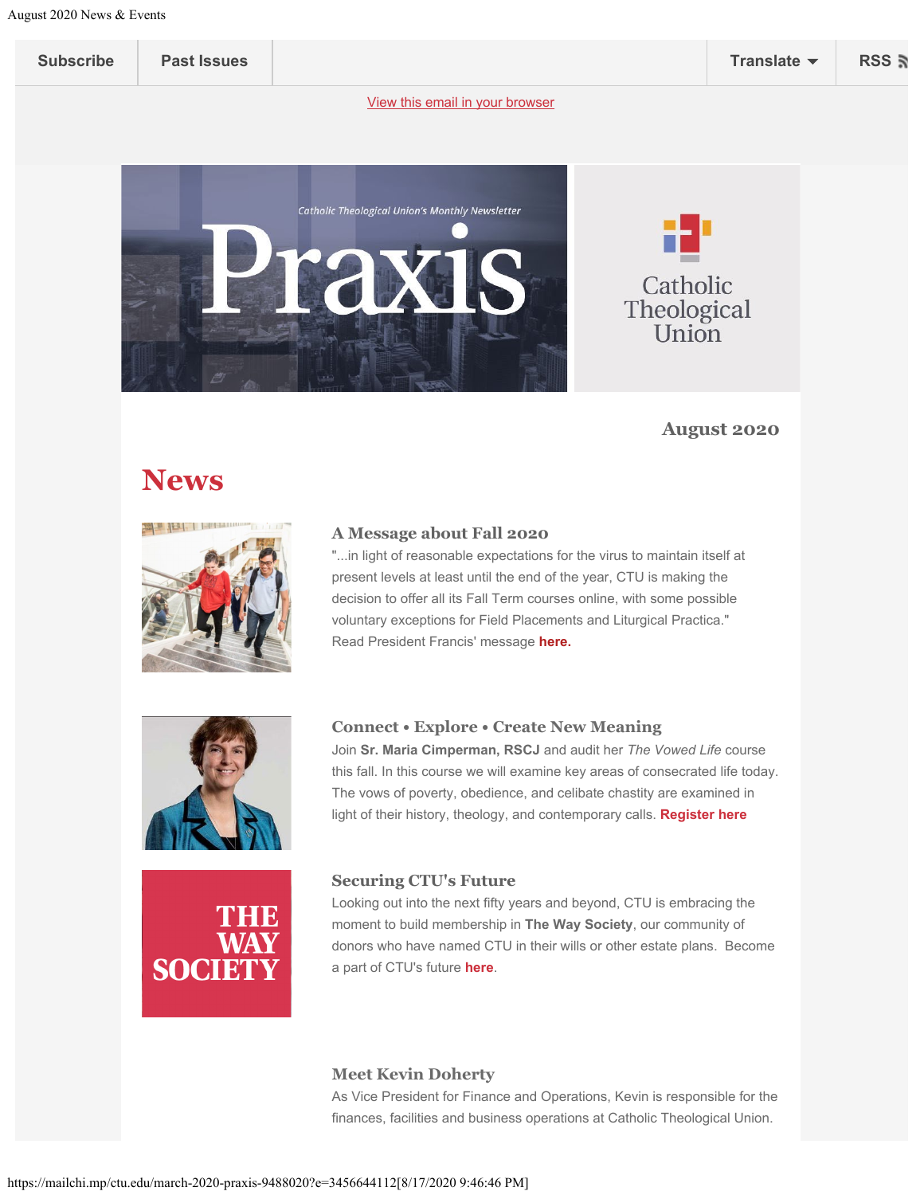Subscribe | Past Issues | Translate | RSS

View this email in your browser

Catholic Theological Union's Monthly Newsletter

# Praxis

Catholic Theological Union

**August 2020**

# News

### A Message about Fall 2020

"...in light of reasonable expectations for the virus to maintain itself at present levels at least until the end of the year, CTU is making the decision to offer all its Fall Term courses online, with some possible voluntary exceptions for Field Placements and Liturgical Practica." Read President Francis' message **here.**

### Connect • Explore • Create New Meaning

Join **Sr. Maria Cimperman, RSCJ** and audit her *The Vowed Life* course this fall. In this course we will examine key areas of consecrated life today. The vows of poverty, obedience, and celibate chastity are examined in light of their history, theology, and contemporary calls. **Register here**

### Securing CTU's Future

THE WAY SOCIETY

Looking out into the next fifty years and beyond, CTU is embracing the moment to build membership in **The Way Society**, our community of donors who have named CTU in their wills or other estate plans. Become a part of CTU's future **here**.

### Meet Kevin Doherty

As Vice President for Finance and Operations, Kevin is responsible for the finances, facilities and business operations at Catholic Theological Union.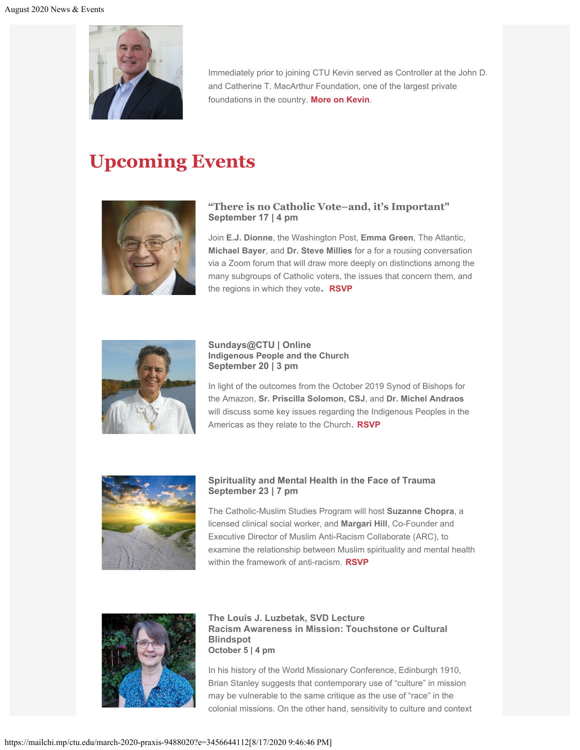Immediately prior to joining CTU Kevin served as Controller at the John D. and Catherine T. MacArthur Foundation, one of the largest private foundations in the country. **More on Kevin**.

# Upcoming Events

### "There is no Catholic Vote–and, it's Important"
**September 17 | 4 pm**

Join **E.J. Dionne**, the Washington Post, **Emma Green**, The Atlantic, **Michael Bayer**, and **Dr. Steve Millies** for a for a rousing conversation via a Zoom forum that will draw more deeply on distinctions among the many subgroups of Catholic voters, the issues that concern them, and the regions in which they vote. **RSVP**

### Sundays@CTU | Online
**Indigenous People and the Church**
**September 20 | 3 pm**

In light of the outcomes from the October 2019 Synod of Bishops for the Amazon, **Sr. Priscilla Solomon, CSJ**, and **Dr. Michel Andraos** will discuss some key issues regarding the Indigenous Peoples in the Americas as they relate to the Church. **RSVP**

### Spirituality and Mental Health in the Face of Trauma
**September 23 | 7 pm**

The Catholic-Muslim Studies Program will host **Suzanne Chopra**, a licensed clinical social worker, and **Margari Hill**, Co-Founder and Executive Director of Muslim Anti-Racism Collaborate (ARC), to examine the relationship between Muslim spirituality and mental health within the framework of anti-racism. **RSVP**

### The Louis J. Luzbetak, SVD Lecture
**Racism Awareness in Mission: Touchstone or Cultural Blindspot**
**October 5 | 4 pm**

In his history of the World Missionary Conference, Edinburgh 1910, Brian Stanley suggests that contemporary use of "culture" in mission may be vulnerable to the same critique as the use of "race" in the colonial missions. On the other hand, sensitivity to culture and context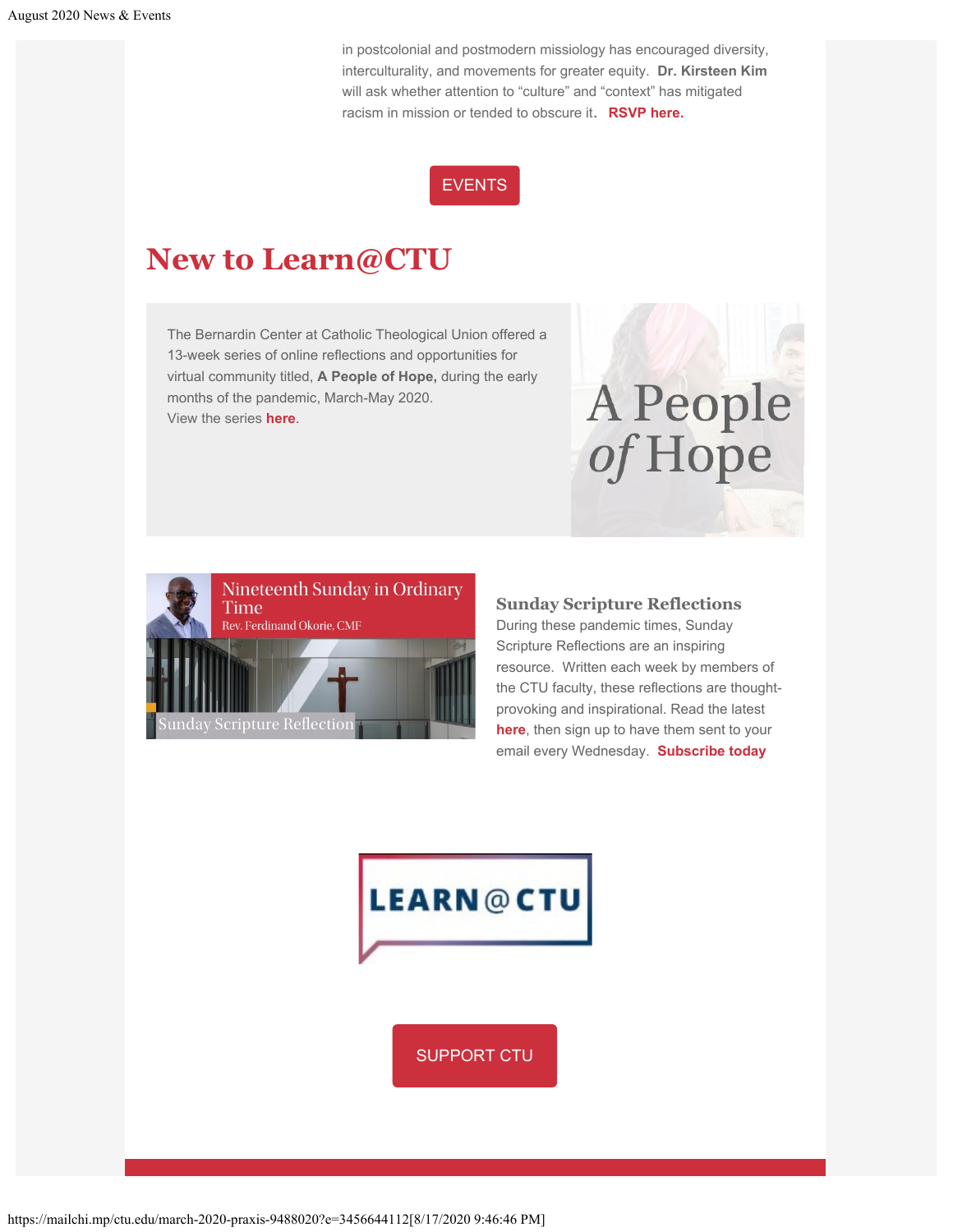in postcolonial and postmodern missiology has encouraged diversity, interculturality, and movements for greater equity. **Dr. Kirsteen Kim** will ask whether attention to "culture" and "context" has mitigated racism in mission or tended to obscure it. **RSVP here.**

EVENTS

# New to Learn@CTU

The Bernardin Center at Catholic Theological Union offered a 13-week series of online reflections and opportunities for virtual community titled, **A People of Hope,** during the early months of the pandemic, March-May 2020.
View the series **here**.

A People of Hope

Nineteenth Sunday in Ordinary Time
Rev. Ferdinand Okorie, CMF
Sunday Scripture Reflection

### Sunday Scripture Reflections

During these pandemic times, Sunday Scripture Reflections are an inspiring resource. Written each week by members of the CTU faculty, these reflections are thought-provoking and inspirational. Read the latest **here**, then sign up to have them sent to your email every Wednesday. **Subscribe today**

LEARN@CTU

SUPPORT CTU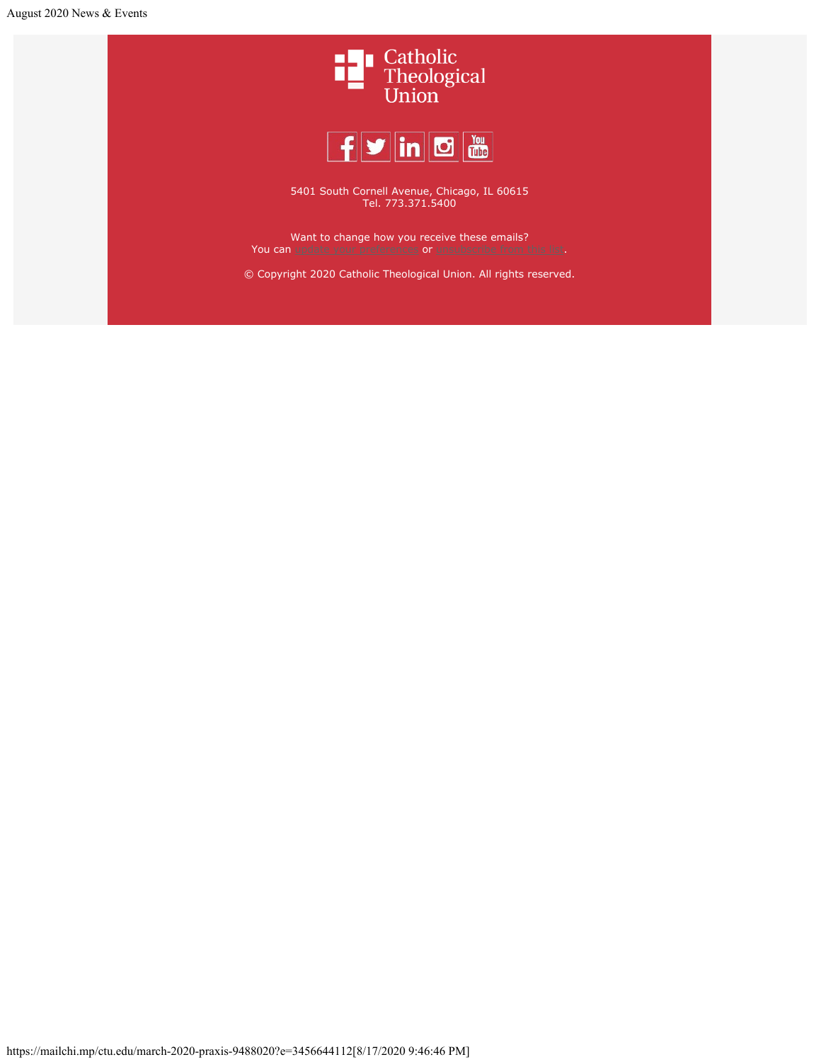Catholic Theological Union

5401 South Cornell Avenue, Chicago, IL 60615
Tel. 773.371.5400

Want to change how you receive these emails?
You can update your preferences or unsubscribe from this list.

© Copyright 2020 Catholic Theological Union. All rights reserved.